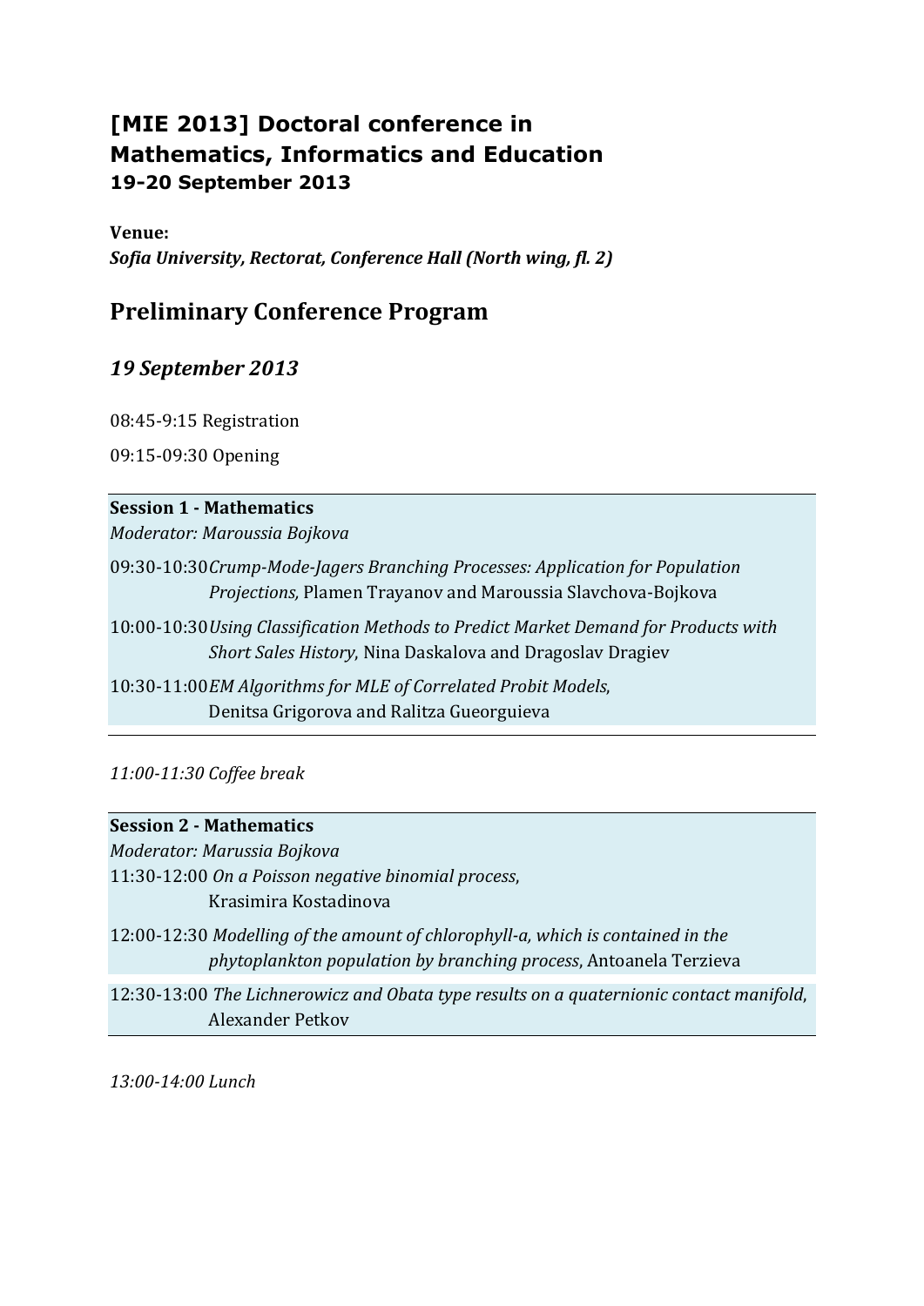# [MIE 2013] Doctoral conference in Mathematics, Informatics and Education
### 19-20 September 2013

**Venue:**
***Sofia University, Rectorat, Conference Hall (North wing, fl. 2)***

## Preliminary Conference Program

### *19 September 2013*

08:45-9:15 Registration

09:15-09:30 Opening

---

**Session 1 - Mathematics**
*Moderator: Maroussia Bojkova*

09:30-10:30 *Crump-Mode-Jagers Branching Processes: Application for Population Projections,* Plamen Trayanov and Maroussia Slavchova-Bojkova

10:00-10:30 *Using Classification Methods to Predict Market Demand for Products with Short Sales History*, Nina Daskalova and Dragoslav Dragiev

10:30-11:00 *EM Algorithms for MLE of Correlated Probit Models*, Denitsa Grigorova and Ralitza Gueorguieva

---

*11:00-11:30 Coffee break*

---

**Session 2 - Mathematics**
*Moderator: Marussia Bojkova*

11:30-12:00 *On a Poisson negative binomial process*, Krasimira Kostadinova

12:00-12:30 *Modelling of the amount of chlorophyll-a, which is contained in the phytoplankton population by branching process*, Antoanela Terzieva

12:30-13:00 *The Lichnerowicz and Obata type results on a quaternionic contact manifold*, Alexander Petkov

---

*13:00-14:00 Lunch*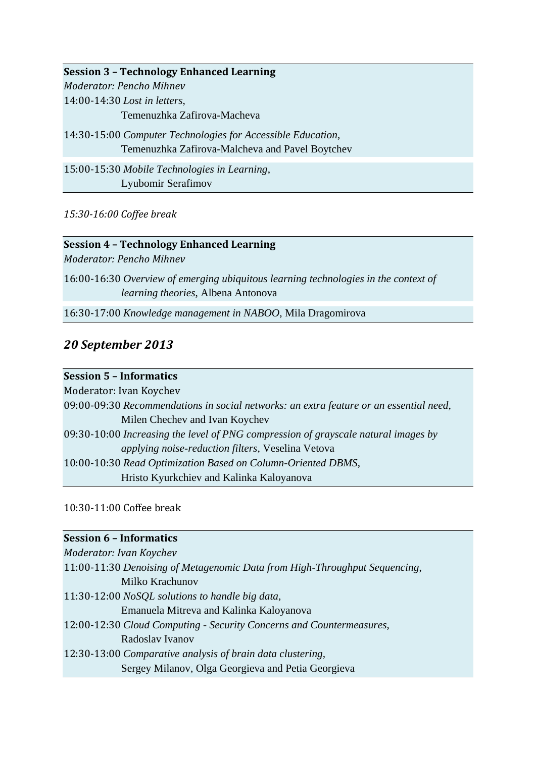**Session 3 – Technology Enhanced Learning**

*Moderator: Pencho Mihnev*

14:00-14:30 *Lost in letters*,
Temenuzhka Zafirova-Macheva

14:30-15:00 *Computer Technologies for Accessible Education*,
Temenuzhka Zafirova-Malcheva and Pavel Boytchev

15:00-15:30 *Mobile Technologies in Learning*,
Lyubomir Serafimov

*15:30-16:00 Coffee break*

**Session 4 – Technology Enhanced Learning**

*Moderator: Pencho Mihnev*

16:00-16:30 *Overview of emerging ubiquitous learning technologies in the context of learning theories*, Albena Antonova

16:30-17:00 *Knowledge management in NABOO*, Mila Dragomirova

## *20 September 2013*

**Session 5 – Informatics**

Moderator: Ivan Koychev

09:00-09:30 *Recommendations in social networks: an extra feature or an essential need*,
Milen Chechev and Ivan Koychev

09:30-10:00 *Increasing the level of PNG compression of grayscale natural images by applying noise-reduction filters*, Veselina Vetova

10:00-10:30 *Read Optimization Based on Column-Oriented DBMS*,
Hristo Kyurkchiev and Kalinka Kaloyanova

10:30-11:00 Coffee break

**Session 6 – Informatics**

*Moderator: Ivan Koychev*

11:00-11:30 *Denoising of Metagenomic Data from High-Throughput Sequencing*,
Milko Krachunov

11:30-12:00 *NoSQL solutions to handle big data*,
Emanuela Mitreva and Kalinka Kaloyanova

12:00-12:30 *Cloud Computing - Security Concerns and Countermeasures*,
Radoslav Ivanov

12:30-13:00 *Comparative analysis of brain data clustering*,
Sergey Milanov, Olga Georgieva and Petia Georgieva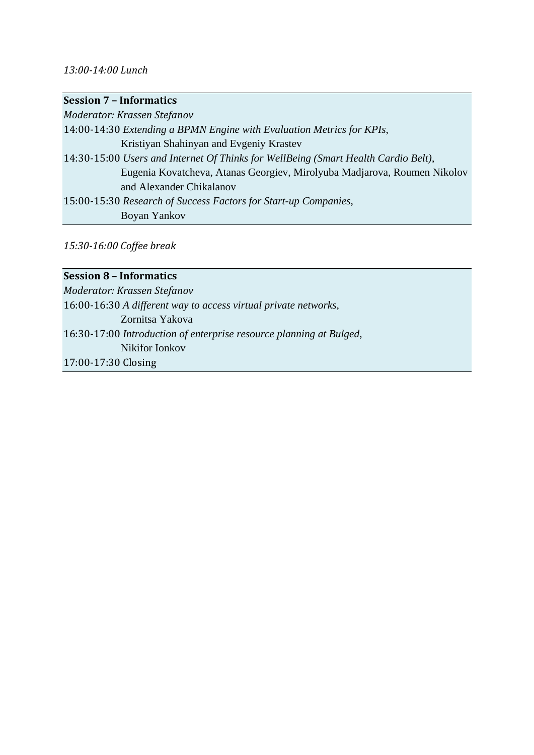*13:00-14:00 Lunch*

**Session 7 – Informatics**

*Moderator: Krassen Stefanov*

14:00-14:30 *Extending a BPMN Engine with Evaluation Metrics for KPIs*,
Kristiyan Shahinyan and Evgeniy Krastev

14:30-15:00 *Users and Internet Of Thinks for WellBeing (Smart Health Cardio Belt)*,
Eugenia Kovatcheva, Atanas Georgiev, Mirolyuba Madjarova, Roumen Nikolov and Alexander Chikalanov

15:00-15:30 *Research of Success Factors for Start-up Companies*,
Boyan Yankov

*15:30-16:00 Coffee break*

**Session 8 – Informatics**

*Moderator: Krassen Stefanov*

16:00-16:30 *A different way to access virtual private networks*,
Zornitsa Yakova

16:30-17:00 *Introduction of enterprise resource planning at Bulged*,
Nikifor Ionkov

17:00-17:30 Closing